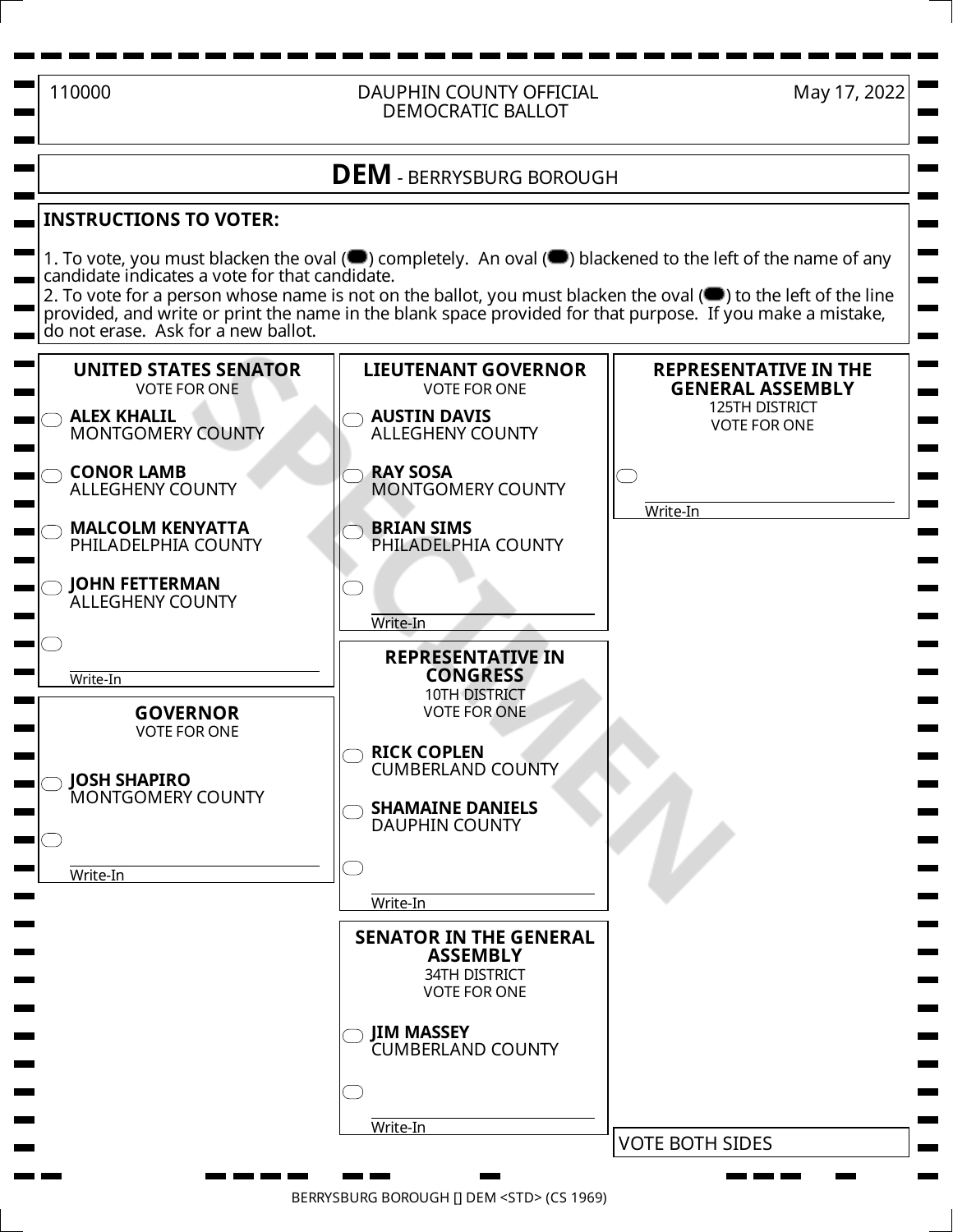110000

DAUPHIN COUNTY OFFICIAL
DEMOCRATIC BALLOT

May 17, 2022

# DEM - BERRYSBURG BOROUGH

**INSTRUCTIONS TO VOTER:**

1. To vote, you must blacken the oval (⬬) completely. An oval (⬬) blackened to the left of the name of any candidate indicates a vote for that candidate.
2. To vote for a person whose name is not on the ballot, you must blacken the oval (⬬) to the left of the line provided, and write or print the name in the blank space provided for that purpose. If you make a mistake, do not erase. Ask for a new ballot.

## UNITED STATES SENATOR
VOTE FOR ONE

- ⬭ **ALEX KHALIL** MONTGOMERY COUNTY
- ⬭ **CONOR LAMB** ALLEGHENY COUNTY
- ⬭ **MALCOLM KENYATTA** PHILADELPHIA COUNTY
- ⬭ **JOHN FETTERMAN** ALLEGHENY COUNTY
- ⬭ ______________ Write-In

## GOVERNOR
VOTE FOR ONE

- ⬭ **JOSH SHAPIRO** MONTGOMERY COUNTY
- ⬭ ______________ Write-In

## LIEUTENANT GOVERNOR
VOTE FOR ONE

- ⬭ **AUSTIN DAVIS** ALLEGHENY COUNTY
- ⬭ **RAY SOSA** MONTGOMERY COUNTY
- ⬭ **BRIAN SIMS** PHILADELPHIA COUNTY
- ⬭ ______________ Write-In

## REPRESENTATIVE IN CONGRESS
10TH DISTRICT
VOTE FOR ONE

- ⬭ **RICK COPLEN** CUMBERLAND COUNTY
- ⬭ **SHAMAINE DANIELS** DAUPHIN COUNTY
- ⬭ ______________ Write-In

## SENATOR IN THE GENERAL ASSEMBLY
34TH DISTRICT
VOTE FOR ONE

- ⬭ **JIM MASSEY** CUMBERLAND COUNTY
- ⬭ ______________ Write-In

## REPRESENTATIVE IN THE GENERAL ASSEMBLY
125TH DISTRICT
VOTE FOR ONE

- ⬭ ______________ Write-In

VOTE BOTH SIDES

BERRYSBURG BOROUGH [] DEM <STD> (CS 1969)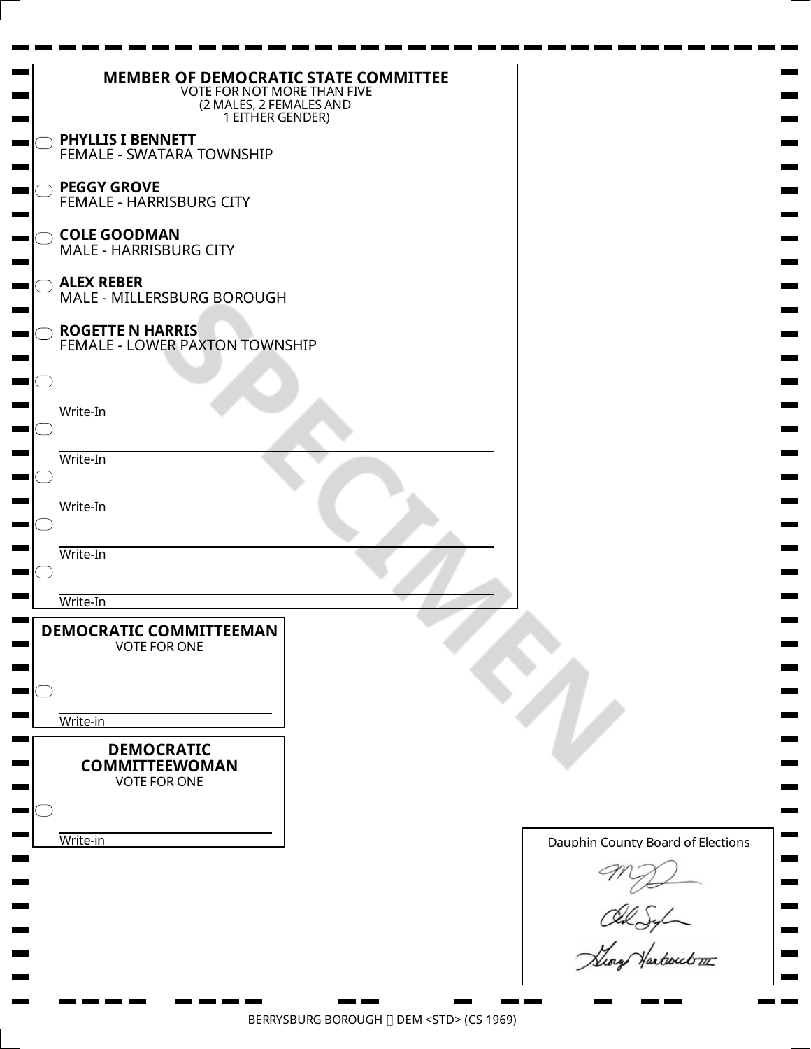## MEMBER OF DEMOCRATIC STATE COMMITTEE

VOTE FOR NOT MORE THAN FIVE
(2 MALES, 2 FEMALES AND
1 EITHER GENDER)

- ⬭ **PHYLLIS I BENNETT**
  FEMALE - SWATARA TOWNSHIP
- ⬭ **PEGGY GROVE**
  FEMALE - HARRISBURG CITY
- ⬭ **COLE GOODMAN**
  MALE - HARRISBURG CITY
- ⬭ **ALEX REBER**
  MALE - MILLERSBURG BOROUGH
- ⬭ **ROGETTE N HARRIS**
  FEMALE - LOWER PAXTON TOWNSHIP
- ⬭ ____________________ Write-In
- ⬭ ____________________ Write-In
- ⬭ ____________________ Write-In
- ⬭ ____________________ Write-In
- ⬭ ____________________ Write-In

## DEMOCRATIC COMMITTEEMAN

VOTE FOR ONE

- ⬭ ____________________ Write-in

## DEMOCRATIC COMMITTEEWOMAN

VOTE FOR ONE

- ⬭ ____________________ Write-in

SPECIMEN

Dauphin County Board of Elections

BERRYSBURG BOROUGH [] DEM <STD> (CS 1969)